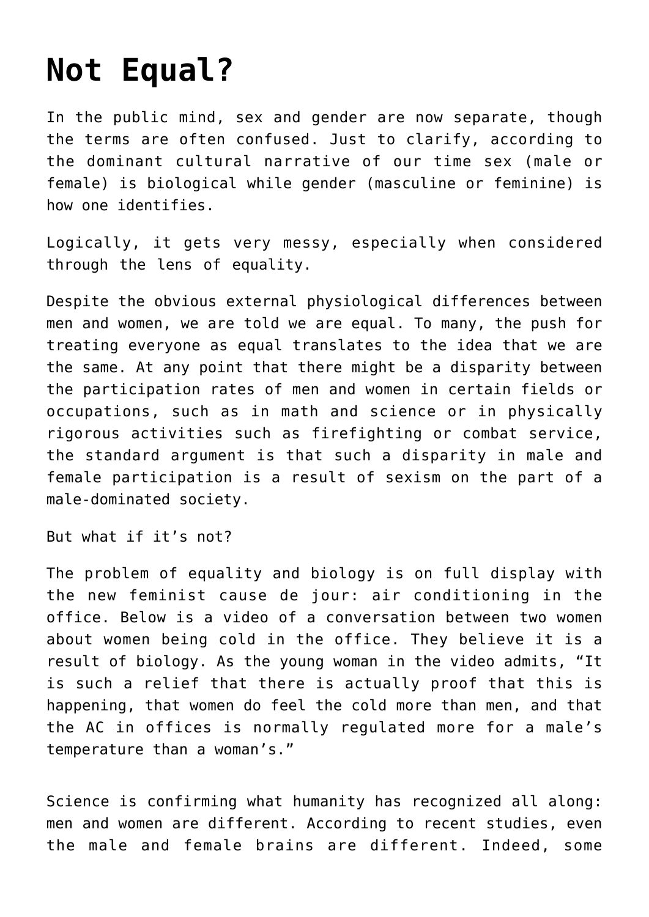# Not Equal?

In the public mind, sex and gender are now separate, though the terms are often confused. Just to clarify, according to the dominant cultural narrative of our time sex (male or female) is biological while gender (masculine or feminine) is how one identifies.

Logically, it gets very messy, especially when considered through the lens of equality.

Despite the obvious external physiological differences between men and women, we are told we are equal. To many, the push for treating everyone as equal translates to the idea that we are the same. At any point that there might be a disparity between the participation rates of men and women in certain fields or occupations, such as in math and science or in physically rigorous activities such as firefighting or combat service, the standard argument is that such a disparity in male and female participation is a result of sexism on the part of a male-dominated society.

But what if it's not?

The problem of equality and biology is on full display with the new feminist cause de jour: air conditioning in the office. Below is a video of a conversation between two women about women being cold in the office. They believe it is a result of biology. As the young woman in the video admits, "It is such a relief that there is actually proof that this is happening, that women do feel the cold more than men, and that the AC in offices is normally regulated more for a male's temperature than a woman's."

Science is confirming what humanity has recognized all along: men and women are different. According to recent studies, even the male and female brains are different. Indeed, some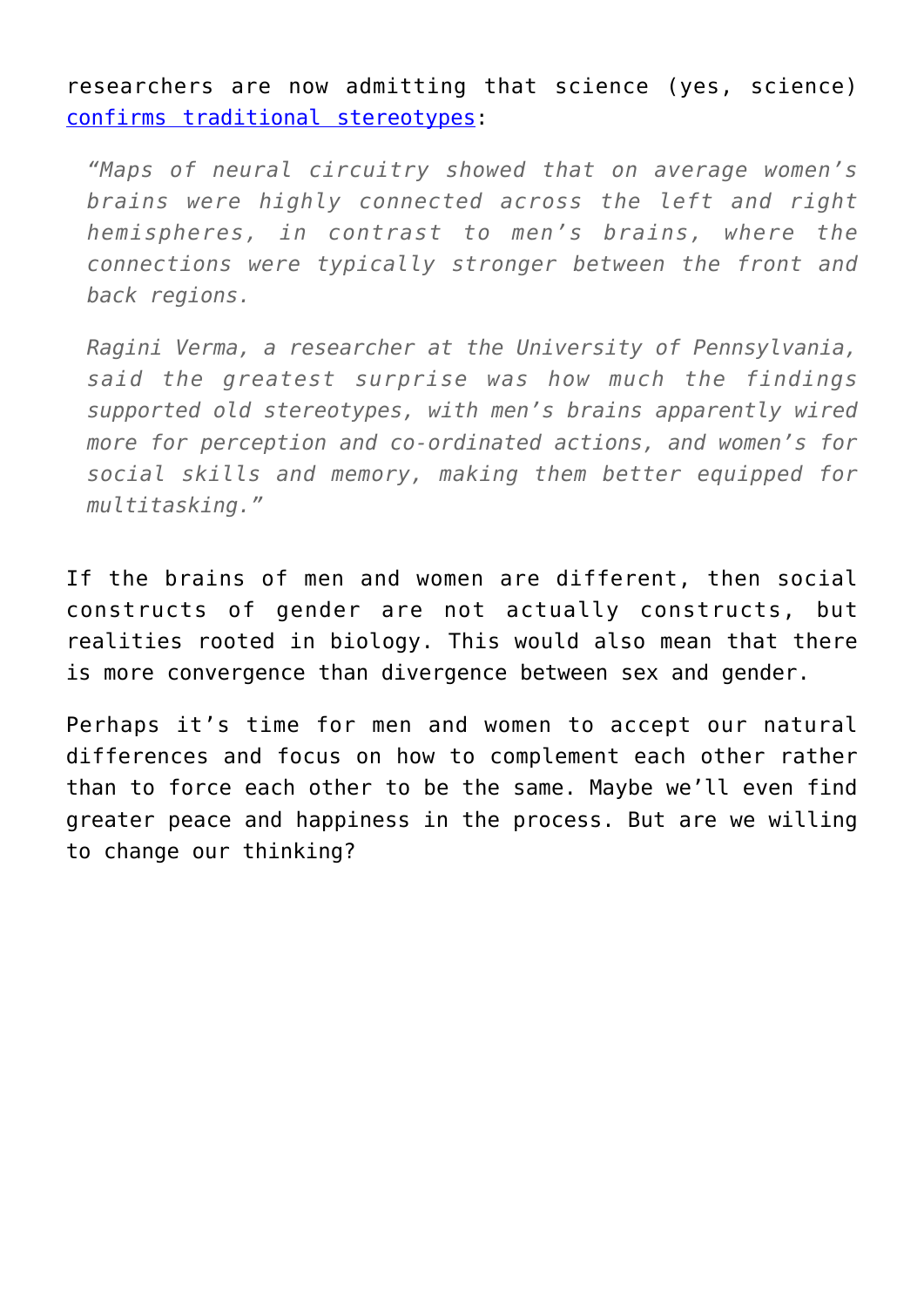researchers are now admitting that science (yes, science) confirms traditional stereotypes:

> *"Maps of neural circuitry showed that on average women's brains were highly connected across the left and right hemispheres, in contrast to men's brains, where the connections were typically stronger between the front and back regions.*
>
> *Ragini Verma, a researcher at the University of Pennsylvania, said the greatest surprise was how much the findings supported old stereotypes, with men's brains apparently wired more for perception and co-ordinated actions, and women's for social skills and memory, making them better equipped for multitasking."*

If the brains of men and women are different, then social constructs of gender are not actually constructs, but realities rooted in biology. This would also mean that there is more convergence than divergence between sex and gender.

Perhaps it's time for men and women to accept our natural differences and focus on how to complement each other rather than to force each other to be the same. Maybe we'll even find greater peace and happiness in the process. But are we willing to change our thinking?